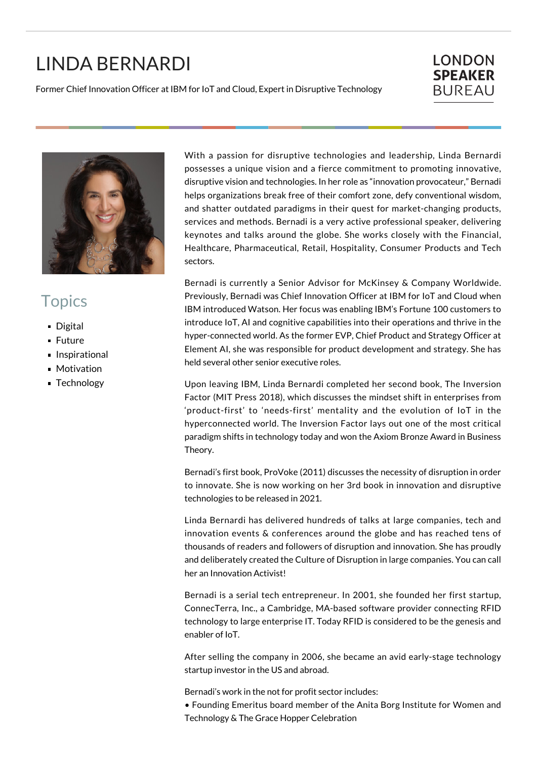# LINDA BERNARDI

Former Chief Innovation Officer at IBM for IoT and Cloud, Expert in Disruptive Technology

LONDON **SPEAKER** BUREAU

## Topics

- Digital
- Future
- Inspirational
- Motivation
- Technology

With a passion for disruptive technologies and leadership, Linda Bernardi possesses a unique vision and a fierce commitment to promoting innovative, disruptive vision and technologies. In her role as "innovation provocateur," Bernadi helps organizations break free of their comfort zone, defy conventional wisdom, and shatter outdated paradigms in their quest for market-changing products, services and methods. Bernadi is a very active professional speaker, delivering keynotes and talks around the globe. She works closely with the Financial, Healthcare, Pharmaceutical, Retail, Hospitality, Consumer Products and Tech sectors.

Bernadi is currently a Senior Advisor for McKinsey & Company Worldwide. Previously, Bernadi was Chief Innovation Officer at IBM for IoT and Cloud when IBM introduced Watson. Her focus was enabling IBM's Fortune 100 customers to introduce IoT, AI and cognitive capabilities into their operations and thrive in the hyper-connected world. As the former EVP, Chief Product and Strategy Officer at Element AI, she was responsible for product development and strategy. She has held several other senior executive roles.

Upon leaving IBM, Linda Bernardi completed her second book, The Inversion Factor (MIT Press 2018), which discusses the mindset shift in enterprises from 'product-first' to 'needs-first' mentality and the evolution of IoT in the hyperconnected world. The Inversion Factor lays out one of the most critical paradigm shifts in technology today and won the Axiom Bronze Award in Business Theory.

Bernadi's first book, ProVoke (2011) discusses the necessity of disruption in order to innovate. She is now working on her 3rd book in innovation and disruptive technologies to be released in 2021.

Linda Bernardi has delivered hundreds of talks at large companies, tech and innovation events & conferences around the globe and has reached tens of thousands of readers and followers of disruption and innovation. She has proudly and deliberately created the Culture of Disruption in large companies. You can call her an Innovation Activist!

Bernadi is a serial tech entrepreneur. In 2001, she founded her first startup, ConnecTerra, Inc., a Cambridge, MA-based software provider connecting RFID technology to large enterprise IT. Today RFID is considered to be the genesis and enabler of IoT.

After selling the company in 2006, she became an avid early-stage technology startup investor in the US and abroad.

Bernadi's work in the not for profit sector includes:
• Founding Emeritus board member of the Anita Borg Institute for Women and Technology & The Grace Hopper Celebration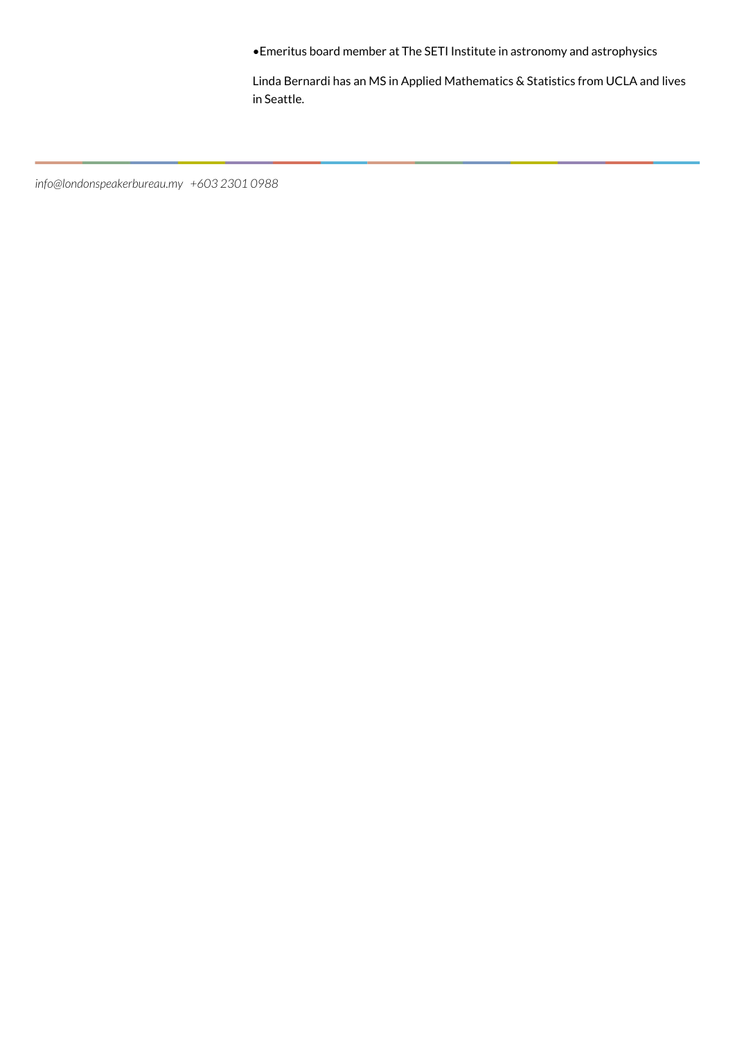- Emeritus board member at The SETI Institute in astronomy and astrophysics

Linda Bernardi has an MS in Applied Mathematics & Statistics from UCLA and lives in Seattle.